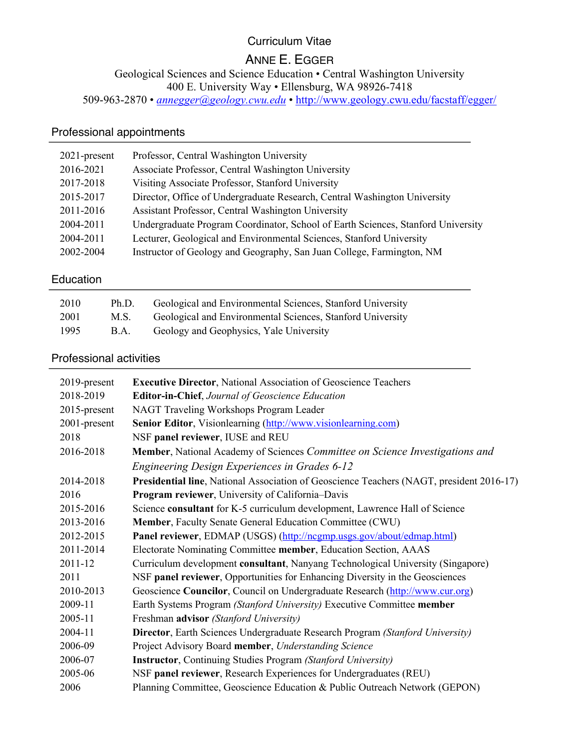# Curriculum Vitae

## Anne E. Egger

Geological Sciences and Science Education • Central Washington University
400 E. University Way • Ellensburg, WA 98926-7418
509-963-2870 • *annegger@geology.cwu.edu* • http://www.geology.cwu.edu/facstaff/egger/

### Professional appointments

| | |
|---|---|
| 2021-present | Professor, Central Washington University |
| 2016-2021 | Associate Professor, Central Washington University |
| 2017-2018 | Visiting Associate Professor, Stanford University |
| 2015-2017 | Director, Office of Undergraduate Research, Central Washington University |
| 2011-2016 | Assistant Professor, Central Washington University |
| 2004-2011 | Undergraduate Program Coordinator, School of Earth Sciences, Stanford University |
| 2004-2011 | Lecturer, Geological and Environmental Sciences, Stanford University |
| 2002-2004 | Instructor of Geology and Geography, San Juan College, Farmington, NM |

### Education

| | | |
|---|---|---|
| 2010 | Ph.D. | Geological and Environmental Sciences, Stanford University |
| 2001 | M.S. | Geological and Environmental Sciences, Stanford University |
| 1995 | B.A. | Geology and Geophysics, Yale University |

### Professional activities

| | |
|---|---|
| 2019-present | **Executive Director**, National Association of Geoscience Teachers |
| 2018-2019 | **Editor-in-Chief**, *Journal of Geoscience Education* |
| 2015-present | NAGT Traveling Workshops Program Leader |
| 2001-present | **Senior Editor**, Visionlearning (http://www.visionlearning.com) |
| 2018 | NSF **panel reviewer**, IUSE and REU |
| 2016-2018 | **Member**, National Academy of Sciences *Committee on Science Investigations and Engineering Design Experiences in Grades 6-12* |
| 2014-2018 | **Presidential line**, National Association of Geoscience Teachers (NAGT, president 2016-17) |
| 2016 | **Program reviewer**, University of California–Davis |
| 2015-2016 | Science **consultant** for K-5 curriculum development, Lawrence Hall of Science |
| 2013-2016 | **Member**, Faculty Senate General Education Committee (CWU) |
| 2012-2015 | **Panel reviewer**, EDMAP (USGS) (http://ncgmp.usgs.gov/about/edmap.html) |
| 2011-2014 | Electorate Nominating Committee **member**, Education Section, AAAS |
| 2011-12 | Curriculum development **consultant**, Nanyang Technological University (Singapore) |
| 2011 | NSF **panel reviewer**, Opportunities for Enhancing Diversity in the Geosciences |
| 2010-2013 | Geoscience **Councilor**, Council on Undergraduate Research (http://www.cur.org) |
| 2009-11 | Earth Systems Program *(Stanford University)* Executive Committee **member** |
| 2005-11 | Freshman **advisor** *(Stanford University)* |
| 2004-11 | **Director**, Earth Sciences Undergraduate Research Program *(Stanford University)* |
| 2006-09 | Project Advisory Board **member**, *Understanding Science* |
| 2006-07 | **Instructor**, Continuing Studies Program *(Stanford University)* |
| 2005-06 | NSF **panel reviewer**, Research Experiences for Undergraduates (REU) |
| 2006 | Planning Committee, Geoscience Education & Public Outreach Network (GEPON) |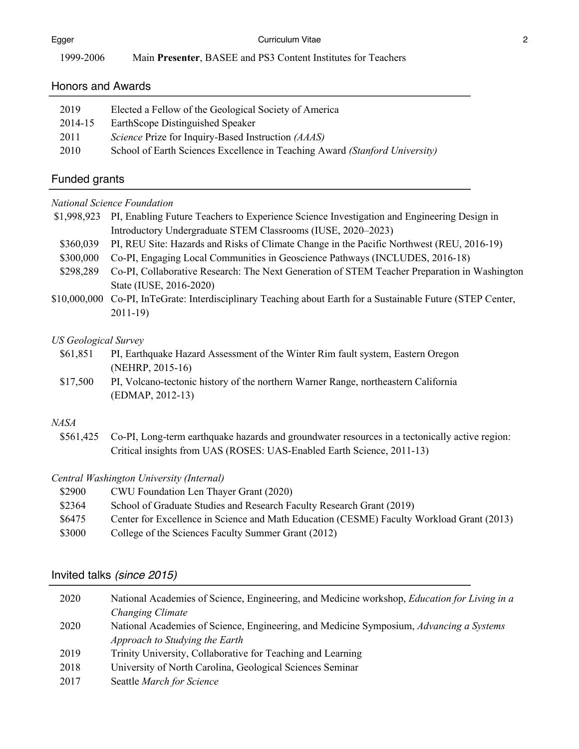1999-2006 Main **Presenter**, BASEE and PS3 Content Institutes for Teachers

## Honors and Awards

| | |
|---|---|
| 2019 | Elected a Fellow of the Geological Society of America |
| 2014-15 | EarthScope Distinguished Speaker |
| 2011 | *Science* Prize for Inquiry-Based Instruction *(AAAS)* |
| 2010 | School of Earth Sciences Excellence in Teaching Award *(Stanford University)* |

## Funded grants

*National Science Foundation*

| | |
|---|---|
| \$1,998,923 | PI, Enabling Future Teachers to Experience Science Investigation and Engineering Design in Introductory Undergraduate STEM Classrooms (IUSE, 2020–2023) |
| \$360,039 | PI, REU Site: Hazards and Risks of Climate Change in the Pacific Northwest (REU, 2016-19) |
| \$300,000 | Co-PI, Engaging Local Communities in Geoscience Pathways (INCLUDES, 2016-18) |
| \$298,289 | Co-PI, Collaborative Research: The Next Generation of STEM Teacher Preparation in Washington State (IUSE, 2016-2020) |
| \$10,000,000 | Co-PI, InTeGrate: Interdisciplinary Teaching about Earth for a Sustainable Future (STEP Center, 2011-19) |

*US Geological Survey*

| | |
|---|---|
| \$61,851 | PI, Earthquake Hazard Assessment of the Winter Rim fault system, Eastern Oregon (NEHRP, 2015-16) |
| \$17,500 | PI, Volcano-tectonic history of the northern Warner Range, northeastern California (EDMAP, 2012-13) |

*NASA*

| | |
|---|---|
| \$561,425 | Co-PI, Long-term earthquake hazards and groundwater resources in a tectonically active region: Critical insights from UAS (ROSES: UAS-Enabled Earth Science, 2011-13) |

*Central Washington University (Internal)*

| | |
|---|---|
| \$2900 | CWU Foundation Len Thayer Grant (2020) |
| \$2364 | School of Graduate Studies and Research Faculty Research Grant (2019) |
| \$6475 | Center for Excellence in Science and Math Education (CESME) Faculty Workload Grant (2013) |
| \$3000 | College of the Sciences Faculty Summer Grant (2012) |

## Invited talks *(since 2015)*

| | |
|---|---|
| 2020 | National Academies of Science, Engineering, and Medicine workshop, *Education for Living in a Changing Climate* |
| 2020 | National Academies of Science, Engineering, and Medicine Symposium, *Advancing a Systems Approach to Studying the Earth* |
| 2019 | Trinity University, Collaborative for Teaching and Learning |
| 2018 | University of North Carolina, Geological Sciences Seminar |
| 2017 | Seattle *March for Science* |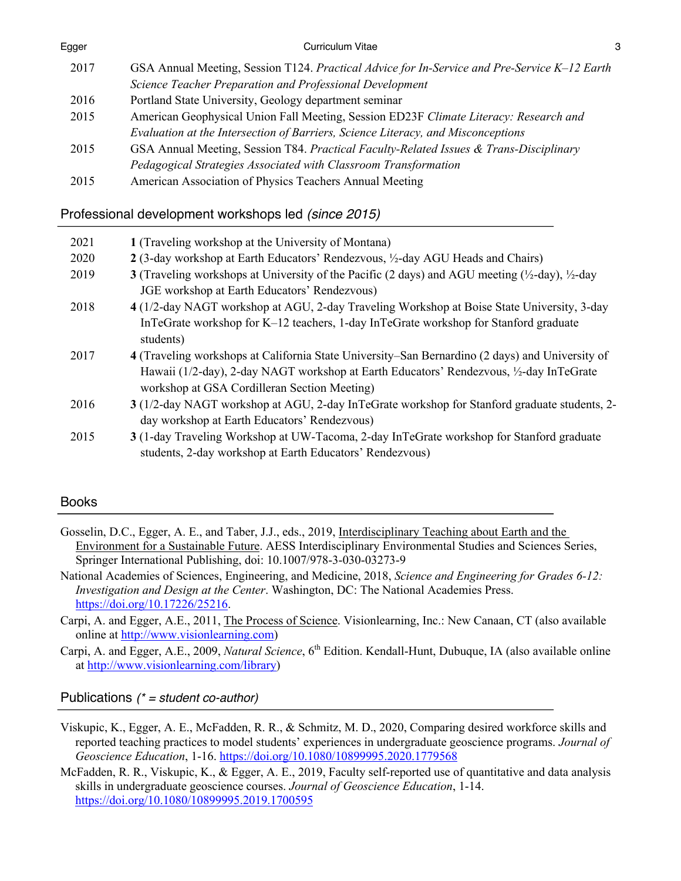| | |
|---|---|
| 2017 | GSA Annual Meeting, Session T124. *Practical Advice for In-Service and Pre-Service K–12 Earth Science Teacher Preparation and Professional Development* |
| 2016 | Portland State University, Geology department seminar |
| 2015 | American Geophysical Union Fall Meeting, Session ED23F *Climate Literacy: Research and Evaluation at the Intersection of Barriers, Science Literacy, and Misconceptions* |
| 2015 | GSA Annual Meeting, Session T84. *Practical Faculty-Related Issues & Trans-Disciplinary Pedagogical Strategies Associated with Classroom Transformation* |
| 2015 | American Association of Physics Teachers Annual Meeting |

## Professional development workshops led *(since 2015)*

| | |
|---|---|
| 2021 | **1** (Traveling workshop at the University of Montana) |
| 2020 | **2** (3-day workshop at Earth Educators' Rendezvous, ½-day AGU Heads and Chairs) |
| 2019 | **3** (Traveling workshops at University of the Pacific (2 days) and AGU meeting (½-day), ½-day JGE workshop at Earth Educators' Rendezvous) |
| 2018 | **4** (1/2-day NAGT workshop at AGU, 2-day Traveling Workshop at Boise State University, 3-day InTeGrate workshop for K–12 teachers, 1-day InTeGrate workshop for Stanford graduate students) |
| 2017 | **4** (Traveling workshops at California State University–San Bernardino (2 days) and University of Hawaii (1/2-day), 2-day NAGT workshop at Earth Educators' Rendezvous, ½-day InTeGrate workshop at GSA Cordilleran Section Meeting) |
| 2016 | **3** (1/2-day NAGT workshop at AGU, 2-day InTeGrate workshop for Stanford graduate students, 2-day workshop at Earth Educators' Rendezvous) |
| 2015 | **3** (1-day Traveling Workshop at UW-Tacoma, 2-day InTeGrate workshop for Stanford graduate students, 2-day workshop at Earth Educators' Rendezvous) |

## Books

Gosselin, D.C., Egger, A. E., and Taber, J.J., eds., 2019, Interdisciplinary Teaching about Earth and the Environment for a Sustainable Future. AESS Interdisciplinary Environmental Studies and Sciences Series, Springer International Publishing, doi: 10.1007/978-3-030-03273-9

National Academies of Sciences, Engineering, and Medicine, 2018, *Science and Engineering for Grades 6-12: Investigation and Design at the Center*. Washington, DC: The National Academies Press. https://doi.org/10.17226/25216.

Carpi, A. and Egger, A.E., 2011, The Process of Science. Visionlearning, Inc.: New Canaan, CT (also available online at http://www.visionlearning.com)

Carpi, A. and Egger, A.E., 2009, *Natural Science*, 6th Edition. Kendall-Hunt, Dubuque, IA (also available online at http://www.visionlearning.com/library)

## Publications *(* = student co-author)*

Viskupic, K., Egger, A. E., McFadden, R. R., & Schmitz, M. D., 2020, Comparing desired workforce skills and reported teaching practices to model students' experiences in undergraduate geoscience programs. *Journal of Geoscience Education*, 1-16. https://doi.org/10.1080/10899995.2020.1779568

McFadden, R. R., Viskupic, K., & Egger, A. E., 2019, Faculty self-reported use of quantitative and data analysis skills in undergraduate geoscience courses. *Journal of Geoscience Education*, 1-14. https://doi.org/10.1080/10899995.2019.1700595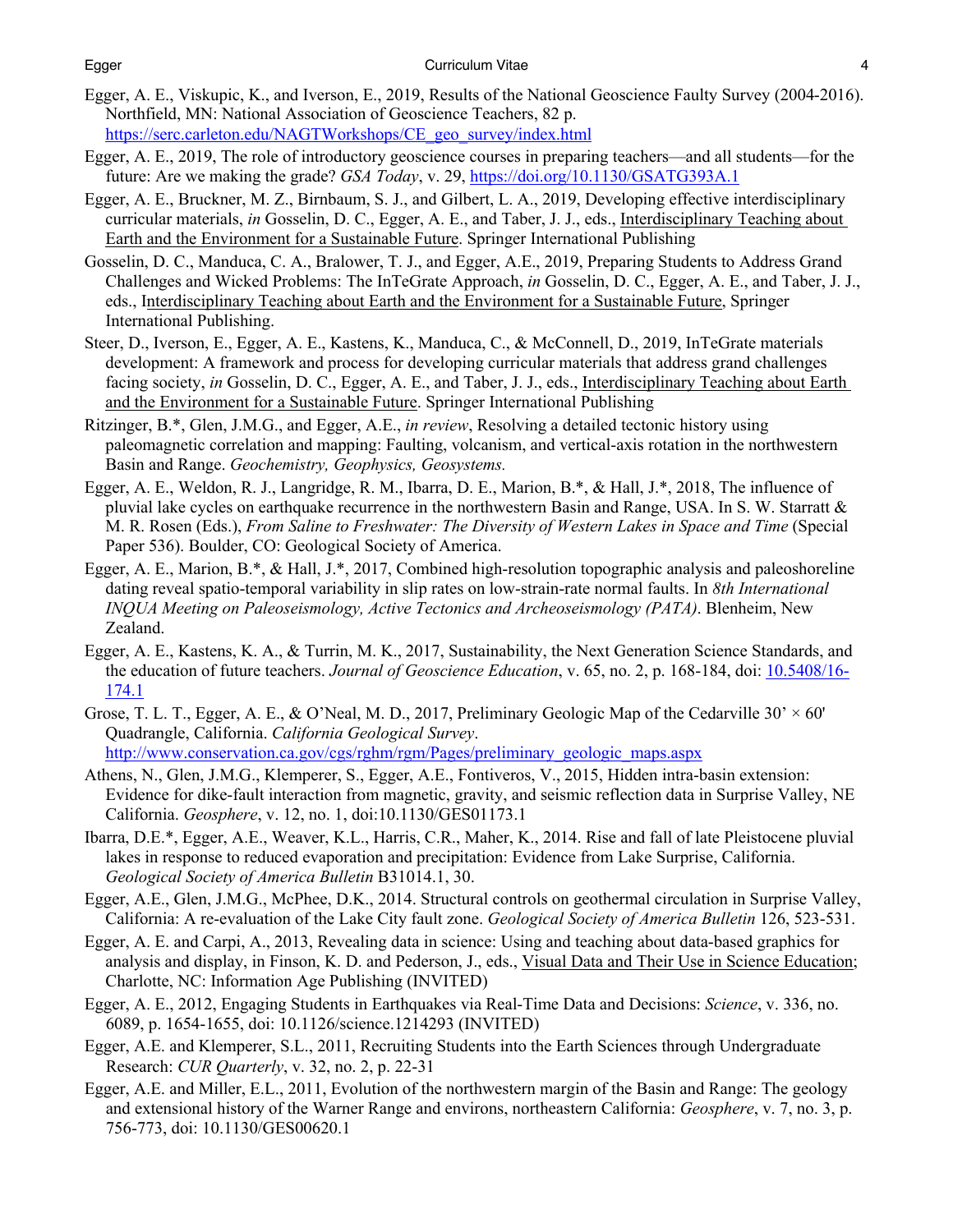Egger, A. E., Viskupic, K., and Iverson, E., 2019, Results of the National Geoscience Faulty Survey (2004-2016). Northfield, MN: National Association of Geoscience Teachers, 82 p. https://serc.carleton.edu/NAGTWorkshops/CE_geo_survey/index.html

Egger, A. E., 2019, The role of introductory geoscience courses in preparing teachers—and all students—for the future: Are we making the grade? *GSA Today*, v. 29, https://doi.org/10.1130/GSATG393A.1

Egger, A. E., Bruckner, M. Z., Birnbaum, S. J., and Gilbert, L. A., 2019, Developing effective interdisciplinary curricular materials, *in* Gosselin, D. C., Egger, A. E., and Taber, J. J., eds., Interdisciplinary Teaching about Earth and the Environment for a Sustainable Future. Springer International Publishing

Gosselin, D. C., Manduca, C. A., Bralower, T. J., and Egger, A.E., 2019, Preparing Students to Address Grand Challenges and Wicked Problems: The InTeGrate Approach, *in* Gosselin, D. C., Egger, A. E., and Taber, J. J., eds., Interdisciplinary Teaching about Earth and the Environment for a Sustainable Future, Springer International Publishing.

Steer, D., Iverson, E., Egger, A. E., Kastens, K., Manduca, C., & McConnell, D., 2019, InTeGrate materials development: A framework and process for developing curricular materials that address grand challenges facing society, *in* Gosselin, D. C., Egger, A. E., and Taber, J. J., eds., Interdisciplinary Teaching about Earth and the Environment for a Sustainable Future. Springer International Publishing

Ritzinger, B.*, Glen, J.M.G., and Egger, A.E., *in review*, Resolving a detailed tectonic history using paleomagnetic correlation and mapping: Faulting, volcanism, and vertical-axis rotation in the northwestern Basin and Range. *Geochemistry, Geophysics, Geosystems.*

Egger, A. E., Weldon, R. J., Langridge, R. M., Ibarra, D. E., Marion, B.*, & Hall, J.*, 2018, The influence of pluvial lake cycles on earthquake recurrence in the northwestern Basin and Range, USA. In S. W. Starratt & M. R. Rosen (Eds.), *From Saline to Freshwater: The Diversity of Western Lakes in Space and Time* (Special Paper 536). Boulder, CO: Geological Society of America.

Egger, A. E., Marion, B.*, & Hall, J.*, 2017, Combined high-resolution topographic analysis and paleoshoreline dating reveal spatio-temporal variability in slip rates on low-strain-rate normal faults. In *8th International INQUA Meeting on Paleoseismology, Active Tectonics and Archeoseismology (PATA)*. Blenheim, New Zealand.

Egger, A. E., Kastens, K. A., & Turrin, M. K., 2017, Sustainability, the Next Generation Science Standards, and the education of future teachers. *Journal of Geoscience Education*, v. 65, no. 2, p. 168-184, doi: 10.5408/16-174.1

Grose, T. L. T., Egger, A. E., & O'Neal, M. D., 2017, Preliminary Geologic Map of the Cedarville 30' × 60' Quadrangle, California. *California Geological Survey*. http://www.conservation.ca.gov/cgs/rghm/rgm/Pages/preliminary_geologic_maps.aspx

Athens, N., Glen, J.M.G., Klemperer, S., Egger, A.E., Fontiveros, V., 2015, Hidden intra-basin extension: Evidence for dike-fault interaction from magnetic, gravity, and seismic reflection data in Surprise Valley, NE California. *Geosphere*, v. 12, no. 1, doi:10.1130/GES01173.1

Ibarra, D.E.*, Egger, A.E., Weaver, K.L., Harris, C.R., Maher, K., 2014. Rise and fall of late Pleistocene pluvial lakes in response to reduced evaporation and precipitation: Evidence from Lake Surprise, California. *Geological Society of America Bulletin* B31014.1, 30.

Egger, A.E., Glen, J.M.G., McPhee, D.K., 2014. Structural controls on geothermal circulation in Surprise Valley, California: A re-evaluation of the Lake City fault zone. *Geological Society of America Bulletin* 126, 523-531.

Egger, A. E. and Carpi, A., 2013, Revealing data in science: Using and teaching about data-based graphics for analysis and display, in Finson, K. D. and Pederson, J., eds., Visual Data and Their Use in Science Education; Charlotte, NC: Information Age Publishing (INVITED)

Egger, A. E., 2012, Engaging Students in Earthquakes via Real-Time Data and Decisions: *Science*, v. 336, no. 6089, p. 1654-1655, doi: 10.1126/science.1214293 (INVITED)

Egger, A.E. and Klemperer, S.L., 2011, Recruiting Students into the Earth Sciences through Undergraduate Research: *CUR Quarterly*, v. 32, no. 2, p. 22-31

Egger, A.E. and Miller, E.L., 2011, Evolution of the northwestern margin of the Basin and Range: The geology and extensional history of the Warner Range and environs, northeastern California: *Geosphere*, v. 7, no. 3, p. 756-773, doi: 10.1130/GES00620.1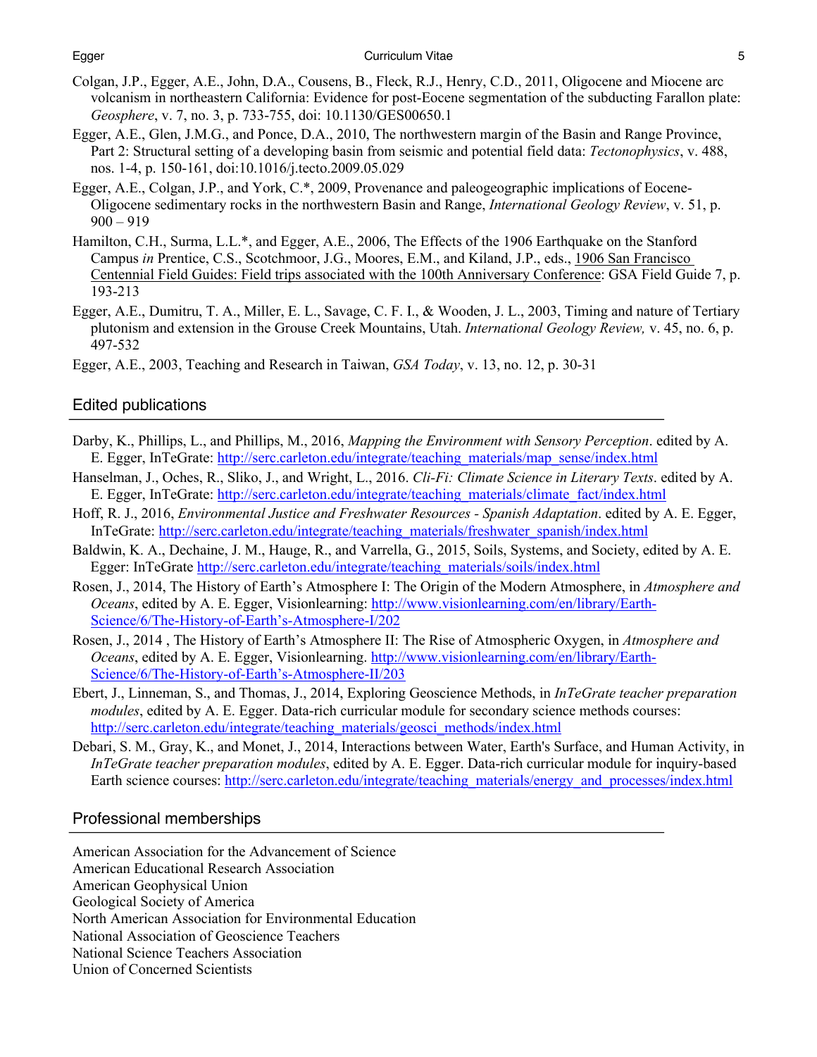Colgan, J.P., Egger, A.E., John, D.A., Cousens, B., Fleck, R.J., Henry, C.D., 2011, Oligocene and Miocene arc volcanism in northeastern California: Evidence for post-Eocene segmentation of the subducting Farallon plate: *Geosphere*, v. 7, no. 3, p. 733-755, doi: 10.1130/GES00650.1

Egger, A.E., Glen, J.M.G., and Ponce, D.A., 2010, The northwestern margin of the Basin and Range Province, Part 2: Structural setting of a developing basin from seismic and potential field data: *Tectonophysics*, v. 488, nos. 1-4, p. 150-161, doi:10.1016/j.tecto.2009.05.029

Egger, A.E., Colgan, J.P., and York, C.*, 2009, Provenance and paleogeographic implications of Eocene-Oligocene sedimentary rocks in the northwestern Basin and Range, *International Geology Review*, v. 51, p. 900 – 919

Hamilton, C.H., Surma, L.L.*, and Egger, A.E., 2006, The Effects of the 1906 Earthquake on the Stanford Campus *in* Prentice, C.S., Scotchmoor, J.G., Moores, E.M., and Kiland, J.P., eds., 1906 San Francisco Centennial Field Guides: Field trips associated with the 100th Anniversary Conference: GSA Field Guide 7, p. 193-213

Egger, A.E., Dumitru, T. A., Miller, E. L., Savage, C. F. I., & Wooden, J. L., 2003, Timing and nature of Tertiary plutonism and extension in the Grouse Creek Mountains, Utah. *International Geology Review,* v. 45, no. 6, p. 497-532

Egger, A.E., 2003, Teaching and Research in Taiwan, *GSA Today*, v. 13, no. 12, p. 30-31

## Edited publications

Darby, K., Phillips, L., and Phillips, M., 2016, *Mapping the Environment with Sensory Perception*. edited by A. E. Egger, InTeGrate: http://serc.carleton.edu/integrate/teaching_materials/map_sense/index.html

Hanselman, J., Oches, R., Sliko, J., and Wright, L., 2016. *Cli-Fi: Climate Science in Literary Texts*. edited by A. E. Egger, InTeGrate: http://serc.carleton.edu/integrate/teaching_materials/climate_fact/index.html

Hoff, R. J., 2016, *Environmental Justice and Freshwater Resources - Spanish Adaptation*. edited by A. E. Egger, InTeGrate: http://serc.carleton.edu/integrate/teaching_materials/freshwater_spanish/index.html

Baldwin, K. A., Dechaine, J. M., Hauge, R., and Varrella, G., 2015, Soils, Systems, and Society, edited by A. E. Egger: InTeGrate http://serc.carleton.edu/integrate/teaching_materials/soils/index.html

Rosen, J., 2014, The History of Earth's Atmosphere I: The Origin of the Modern Atmosphere, in *Atmosphere and Oceans*, edited by A. E. Egger, Visionlearning: http://www.visionlearning.com/en/library/Earth-Science/6/The-History-of-Earth's-Atmosphere-I/202

Rosen, J., 2014 , The History of Earth's Atmosphere II: The Rise of Atmospheric Oxygen, in *Atmosphere and Oceans*, edited by A. E. Egger, Visionlearning. http://www.visionlearning.com/en/library/Earth-Science/6/The-History-of-Earth's-Atmosphere-II/203

Ebert, J., Linneman, S., and Thomas, J., 2014, Exploring Geoscience Methods, in *InTeGrate teacher preparation modules*, edited by A. E. Egger. Data-rich curricular module for secondary science methods courses: http://serc.carleton.edu/integrate/teaching_materials/geosci_methods/index.html

Debari, S. M., Gray, K., and Monet, J., 2014, Interactions between Water, Earth's Surface, and Human Activity, in *InTeGrate teacher preparation modules*, edited by A. E. Egger. Data-rich curricular module for inquiry-based Earth science courses: http://serc.carleton.edu/integrate/teaching_materials/energy_and_processes/index.html

## Professional memberships

American Association for the Advancement of Science
American Educational Research Association
American Geophysical Union
Geological Society of America
North American Association for Environmental Education
National Association of Geoscience Teachers
National Science Teachers Association
Union of Concerned Scientists